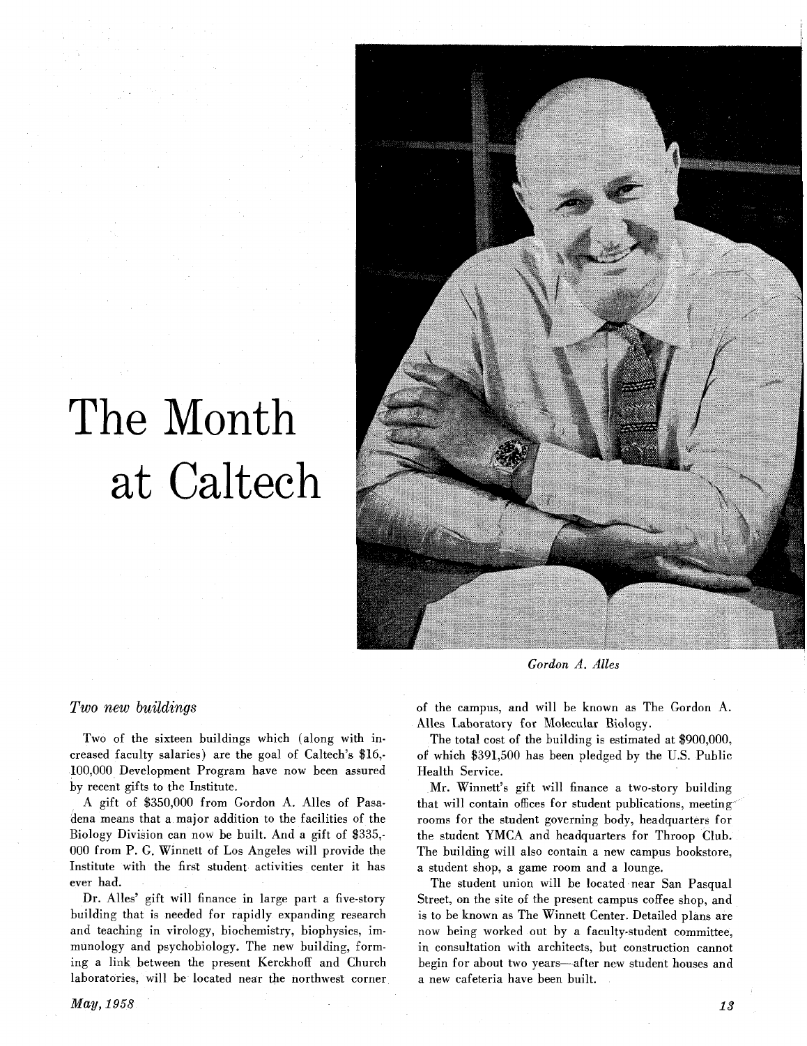# The Month at Caltech

*Gordon A. Alles*

## *Two new buildings*

Two of the sixteen buildings which (along with increased faculty salaries) are the goal of Caltech's $16,100,000 Development Program have now been assured by recent gifts to the Institute.

A gift of $350,000 from Gordon A. Alles of Pasadena means that a major addition to the facilities of the Biology Division can now be built. And a gift of $335,000 from P. G. Winnett of Los Angeles will provide the Institute with the first student activities center it has ever had.

Dr. Alles' gift will finance in large part a five-story building that is needed for rapidly expanding research and teaching in virology, biochemistry, biophysics, immunology and psychobiology. The new building, forming a link between the present Kerckhoff and Church laboratories, will be located near the northwest corner of the campus, and will be known as The Gordon A. Alles Laboratory for Molecular Biology.

The total cost of the building is estimated at $900,000, of which $391,500 has been pledged by the U.S. Public Health Service.

Mr. Winnett's gift will finance a two-story building that will contain offices for student publications, meeting rooms for the student governing body, headquarters for the student YMCA and headquarters for Throop Club. The building will also contain a new campus bookstore, a student shop, a game room and a lounge.

The student union will be located near San Pasqual Street, on the site of the present campus coffee shop, and is to be known as The Winnett Center. Detailed plans are now being worked out by a faculty-student committee, in consultation with architects, but construction cannot begin for about two years—after new student houses and a new cafeteria have been built.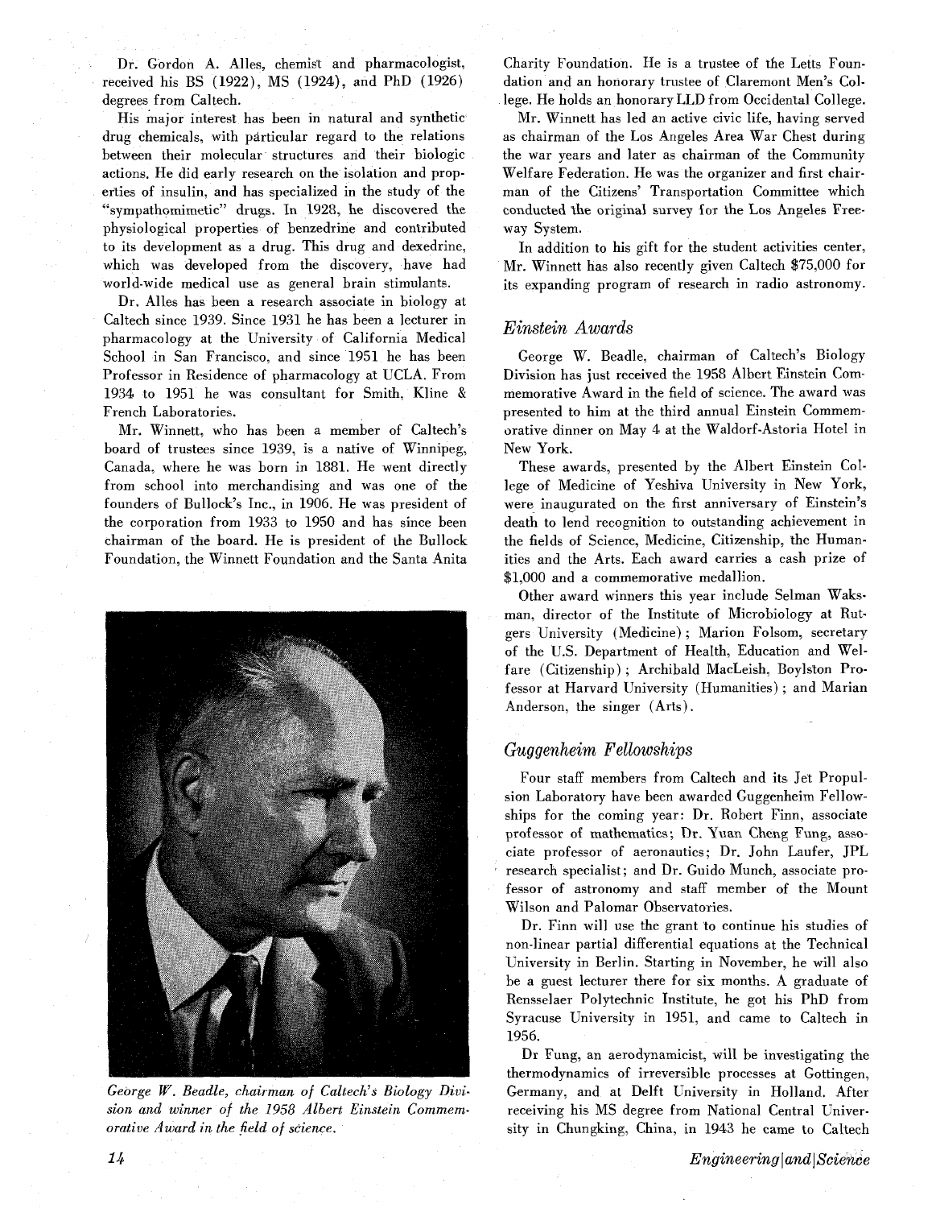Dr. Gordon A. Alles, chemist and pharmacologist, received his BS (1922), MS (1924), and PhD (1926) degrees from Caltech.

His major interest has been in natural and synthetic drug chemicals, with particular regard to the relations between their molecular structures and their biologic actions. He did early research on the isolation and properties of insulin, and has specialized in the study of the "sympathomimetic" drugs. In 1928, he discovered the physiological properties of benzedrine and contributed to its development as a drug. This drug and dexedrine, which was developed from the discovery, have had world-wide medical use as general brain stimulants.

Dr. Alles has been a research associate in biology at Caltech since 1939. Since 1931 he has been a lecturer in pharmacology at the University of California Medical School in San Francisco, and since 1951 he has been Professor in Residence of pharmacology at UCLA. From 1934 to 1951 he was consultant for Smith, Kline & French Laboratories.

Mr. Winnett, who has been a member of Caltech's board of trustees since 1939, is a native of Winnipeg, Canada, where he was born in 1881. He went directly from school into merchandising and was one of the founders of Bullock's Inc., in 1906. He was president of the corporation from 1933 to 1950 and has since been chairman of the board. He is president of the Bullock Foundation, the Winnett Foundation and the Santa Anita Charity Foundation. He is a trustee of the Letts Foundation and an honorary trustee of Claremont Men's College. He holds an honorary LLD from Occidental College.

Mr. Winnett has led an active civic life, having served as chairman of the Los Angeles Area War Chest during the war years and later as chairman of the Community Welfare Federation. He was the organizer and first chairman of the Citizens' Transportation Committee which conducted the original survey for the Los Angeles Freeway System.

In addition to his gift for the student activities center, Mr. Winnett has also recently given Caltech $75,000 for its expanding program of research in radio astronomy.

*George W. Beadle, chairman of Caltech's Biology Division and winner of the 1958 Albert Einstein Commemorative Award in the field of science.*

## *Einstein Awards*

George W. Beadle, chairman of Caltech's Biology Division has just received the 1958 Albert Einstein Commemorative Award in the field of science. The award was presented to him at the third annual Einstein Commemorative dinner on May 4 at the Waldorf-Astoria Hotel in New York.

These awards, presented by the Albert Einstein College of Medicine of Yeshiva University in New York, were inaugurated on the first anniversary of Einstein's death to lend recognition to outstanding achievement in the fields of Science, Medicine, Citizenship, the Humanities and the Arts. Each award carries a cash prize of $1,000 and a commemorative medallion.

Other award winners this year include Selman Waksman, director of the Institute of Microbiology at Rutgers University (Medicine); Marion Folsom, secretary of the U.S. Department of Health, Education and Welfare (Citizenship); Archibald MacLeish, Boylston Professor at Harvard University (Humanities); and Marian Anderson, the singer (Arts).

## *Guggenheim Fellowships*

Four staff members from Caltech and its Jet Propulsion Laboratory have been awarded Guggenheim Fellowships for the coming year: Dr. Robert Finn, associate professor of mathematics; Dr. Yuan Cheng Fung, associate professor of aeronautics; Dr. John Laufer, JPL research specialist; and Dr. Guido Munch, associate professor of astronomy and staff member of the Mount Wilson and Palomar Observatories.

Dr. Finn will use the grant to continue his studies of non-linear partial differential equations at the Technical University in Berlin. Starting in November, he will also be a guest lecturer there for six months. A graduate of Rensselaer Polytechnic Institute, he got his PhD from Syracuse University in 1951, and came to Caltech in 1956.

Dr Fung, an aerodynamicist, will be investigating the thermodynamics of irreversible processes at Gottingen, Germany, and at Delft University in Holland. After receiving his MS degree from National Central University in Chungking, China, in 1943 he came to Caltech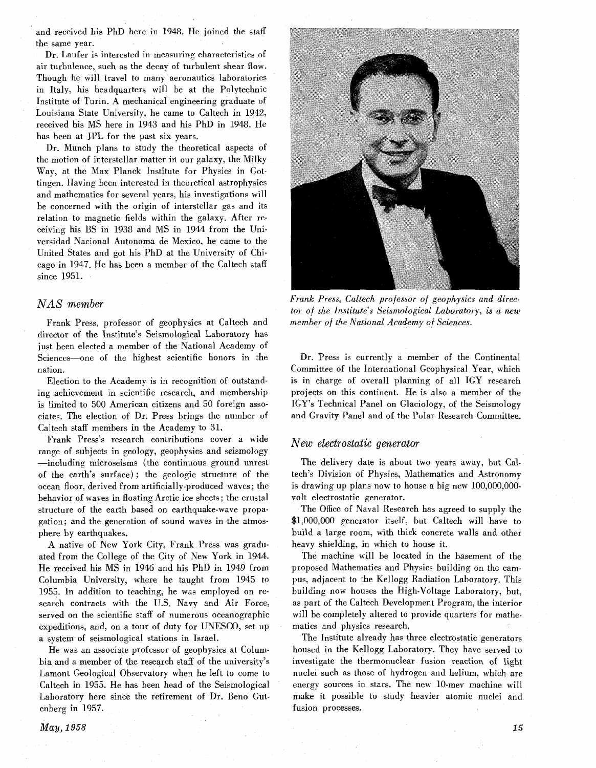and received his PhD here in 1948. He joined the staff the same year.

Dr. Laufer is interested in measuring characteristics of air turbulence, such as the decay of turbulent shear flow. Though he will travel to many aeronautics laboratories in Italy, his headquarters will be at the Polytechnic Institute of Turin. A mechanical engineering graduate of Louisiana State University, he came to Caltech in 1942, received his MS here in 1943 and his PhD in 1948. He has been at JPL for the past six years.

Dr. Munch plans to study the theoretical aspects of the motion of interstellar matter in our galaxy, the Milky Way, at the Max Planck Institute for Physics in Gottingen. Having been interested in theoretical astrophysics and mathematics for several years, his investigations will be concerned with the origin of interstellar gas and its relation to magnetic fields within the galaxy. After receiving his BS in 1938 and MS in 1944 from the Universidad Nacional Autonoma de Mexico, he came to the United States and got his PhD at the University of Chicago in 1947. He has been a member of the Caltech staff since 1951.

## *NAS member*

Frank Press, professor of geophysics at Caltech and director of the Institute's Seismological Laboratory has just been elected a member of the National Academy of Sciences—one of the highest scientific honors in the nation.

Election to the Academy is in recognition of outstanding achievement in scientific research, and membership is limited to 500 American citizens and 50 foreign associates. The election of Dr. Press brings the number of Caltech staff members in the Academy to 31.

Frank Press's research contributions cover a wide range of subjects in geology, geophysics and seismology—including microseisms (the continuous ground unrest of the earth's surface); the geologic structure of the ocean floor, derived from artificially-produced waves; the behavior of waves in floating Arctic ice sheets; the crustal structure of the earth based on earthquake-wave propagation; and the generation of sound waves in the atmosphere by earthquakes.

A native of New York City, Frank Press was graduated from the College of the City of New York in 1944. He received his MS in 1946 and his PhD in 1949 from Columbia University, where he taught from 1945 to 1955. In addition to teaching, he was employed on research contracts with the U.S. Navy and Air Force, served on the scientific staff of numerous oceanographic expeditions, and, on a tour of duty for UNESCO, set up a system of seismological stations in Israel.

He was an associate professor of geophysics at Columbia and a member of the research staff of the university's Lamont Geological Observatory when he left to come to Caltech in 1955. He has been head of the Seismological Laboratory here since the retirement of Dr. Beno Gutenberg in 1957.

*Frank Press, Caltech professor of geophysics and director of the Institute's Seismological Laboratory, is a new member of the National Academy of Sciences.*

Dr. Press is currently a member of the Continental Committee of the International Geophysical Year, which is in charge of overall planning of all IGY research projects on this continent. He is also a member of the IGY's Technical Panel on Glaciology, of the Seismology and Gravity Panel and of the Polar Research Committee.

## *New electrostatic generator*

The delivery date is about two years away, but Caltech's Division of Physics, Mathematics and Astronomy is drawing up plans now to house a big new 100,000,000-volt electrostatic generator.

The Office of Naval Research has agreed to supply the $1,000,000 generator itself, but Caltech will have to build a large room, with thick concrete walls and other heavy shielding, in which to house it.

The machine will be located in the basement of the proposed Mathematics and Physics building on the campus, adjacent to the Kellogg Radiation Laboratory. This building now houses the High-Voltage Laboratory, but, as part of the Caltech Development Program, the interior will be completely altered to provide quarters for mathematics and physics research.

The Institute already has three electrostatic generators housed in the Kellogg Laboratory. They have served to investigate the thermonuclear fusion reaction of light nuclei such as those of hydrogen and helium, which are energy sources in stars. The new 10-mev machine will make it possible to study heavier atomic nuclei and fusion processes.